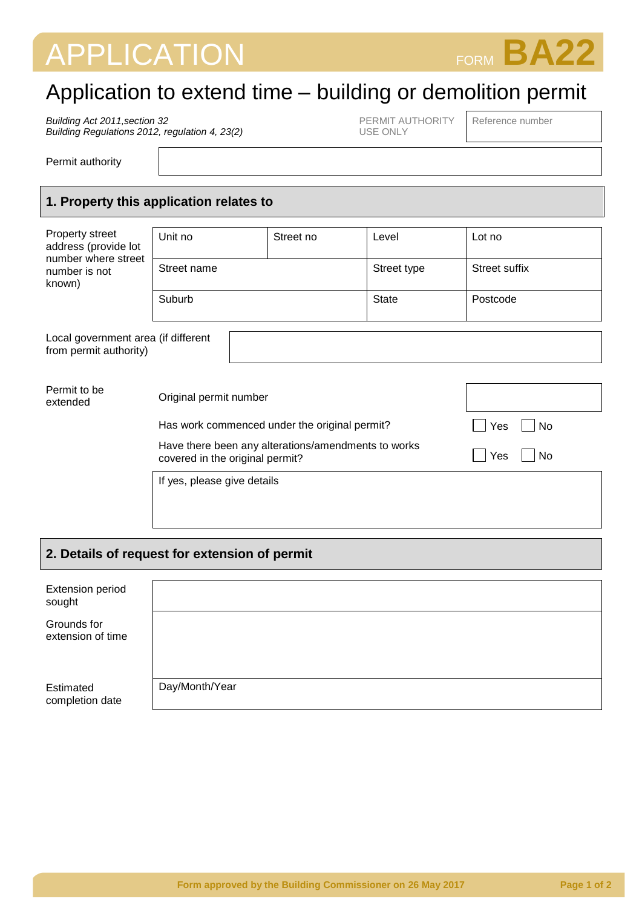# APPLICATION FORM BA22

## Application to extend time – building or demolition permit

*Building Act 2011, section 32*
*Building Regulations 2012, regulation 4, 23(2)*

| PERMIT AUTHORITY USE ONLY | Reference number |
|---|---|

| Permit authority | |
|---|---|

## 1. Property this application relates to

| Property street address (provide lot number where street number is not known) | Unit no | Street no | Level | Lot no |
|---|---|---|---|---|
| | Street name | | Street type | Street suffix |
| | Suburb | | State | Postcode |

| Local government area (if different from permit authority) | |
|---|---|

| Permit to be extended | | |
|---|---|---|
| | Original permit number | |
| | Has work commenced under the original permit? | ☐ Yes ☐ No |
| | Have there been any alterations/amendments to works covered in the original permit? | ☐ Yes ☐ No |
| | If yes, please give details | |

## 2. Details of request for extension of permit

| | |
|---|---|
| Extension period sought | |
| Grounds for extension of time | |
| Estimated completion date | Day/Month/Year |

Form approved by the Building Commissioner on 26 May 2017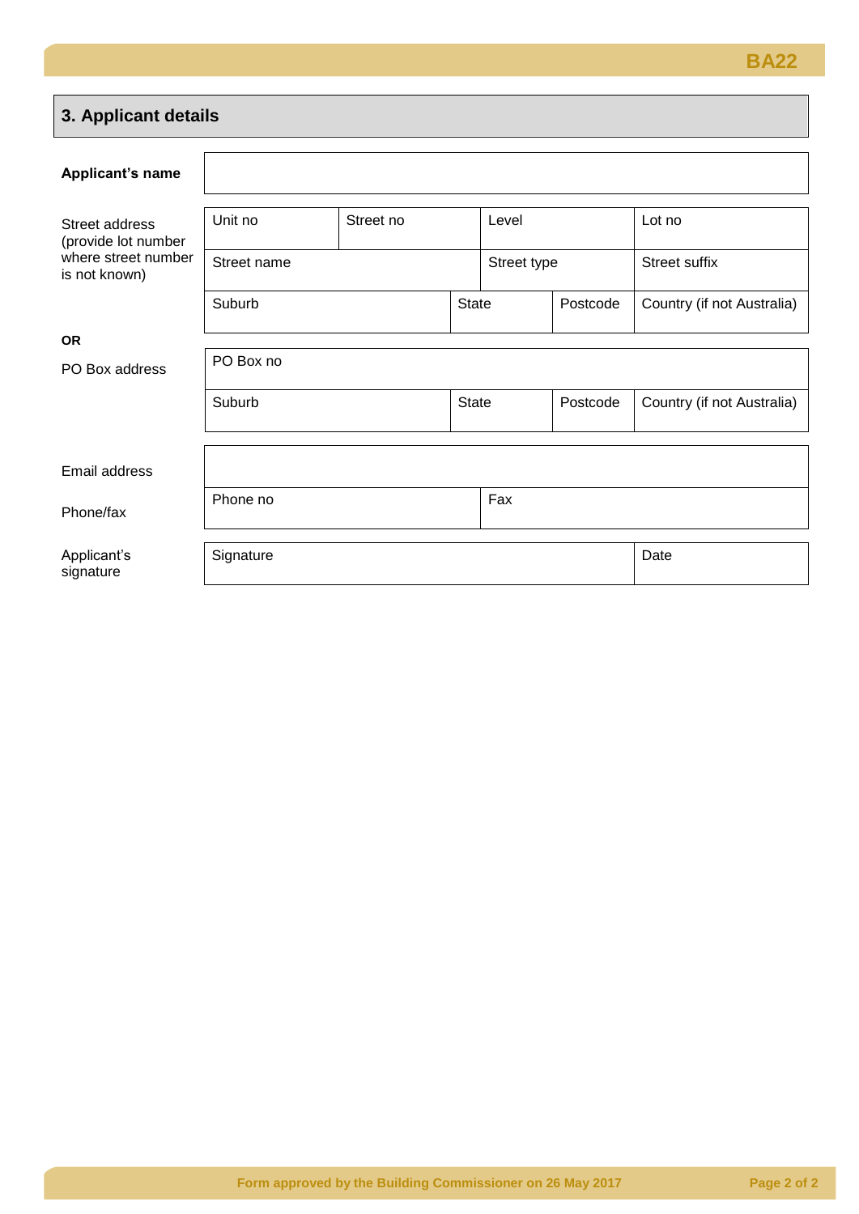## 3. Applicant details

| | | | | | |
|---|---|---|---|---|---|
| **Applicant's name** | | | | | |
| Street address (provide lot number where street number is not known) | Unit no | Street no | Level | | Lot no |
| | Street name | | Street type | | Street suffix |
| | Suburb | | State | Postcode | Country (if not Australia) |
| **OR** | | | | | |
| PO Box address | PO Box no | | | | |
| | Suburb | | State | Postcode | Country (if not Australia) |
| Email address | | | | | |
| Phone/fax | Phone no | | Fax | | |
| Applicant's signature | Signature | | | | Date |

Form approved by the Building Commissioner on 26 May 2017